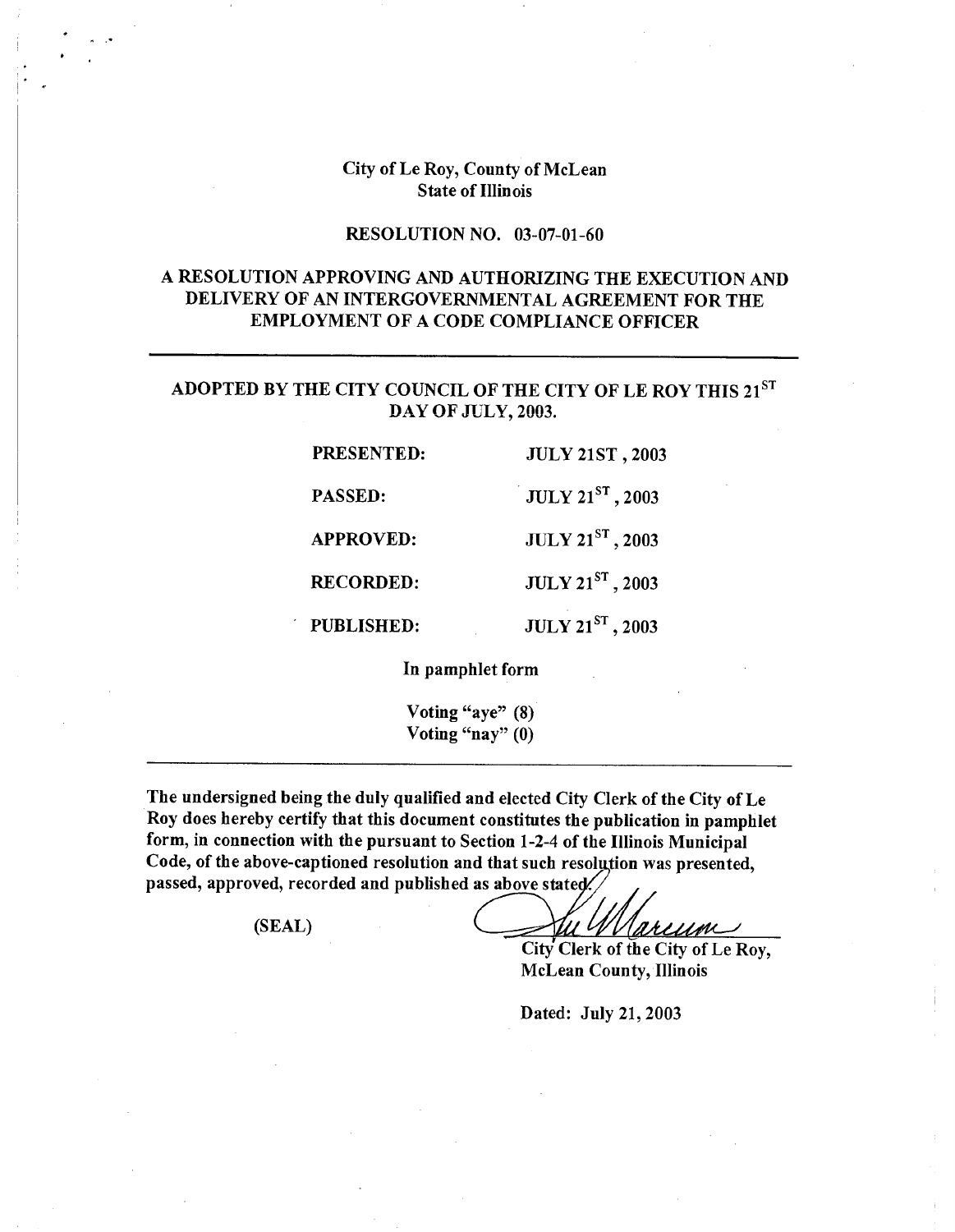City of Le Roy, County of McLean
State of Illinois

RESOLUTION NO. 03-07-01-60

# A RESOLUTION APPROVING AND AUTHORIZING THE EXECUTION AND DELIVERY OF AN INTERGOVERNMENTAL AGREEMENT FOR THE EMPLOYMENT OF A CODE COMPLIANCE OFFICER

---

**ADOPTED BY THE CITY COUNCIL OF THE CITY OF LE ROY THIS 21ST DAY OF JULY, 2003.**

| | |
|---|---|
| PRESENTED: | JULY 21ST , 2003 |
| PASSED: | JULY 21ST , 2003 |
| APPROVED: | JULY 21ST , 2003 |
| RECORDED: | JULY 21ST , 2003 |
| PUBLISHED: | JULY 21ST , 2003 |

In pamphlet form

Voting "aye" (8)
Voting "nay" (0)

---

The undersigned being the duly qualified and elected City Clerk of the City of Le Roy does hereby certify that this document constitutes the publication in pamphlet form, in connection with the pursuant to Section 1-2-4 of the Illinois Municipal Code, of the above-captioned resolution and that such resolution was presented, passed, approved, recorded and published as above stated.

(SEAL)

City Clerk of the City of Le Roy,
McLean County, Illinois

Dated: July 21, 2003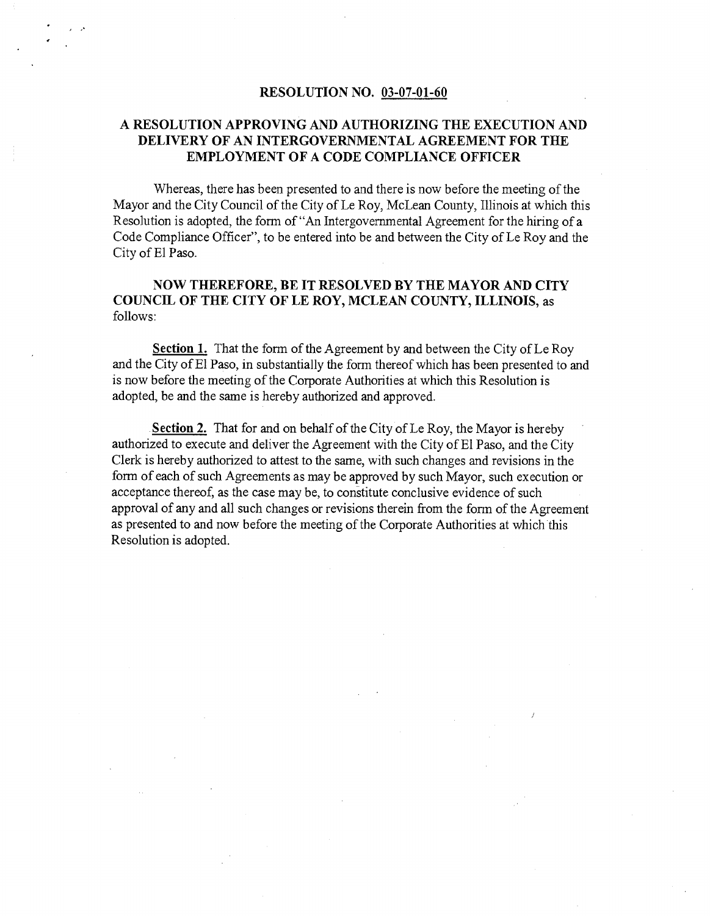# RESOLUTION NO. 03-07-01-60

## A RESOLUTION APPROVING AND AUTHORIZING THE EXECUTION AND DELIVERY OF AN INTERGOVERNMENTAL AGREEMENT FOR THE EMPLOYMENT OF A CODE COMPLIANCE OFFICER

Whereas, there has been presented to and there is now before the meeting of the Mayor and the City Council of the City of Le Roy, McLean County, Illinois at which this Resolution is adopted, the form of "An Intergovernmental Agreement for the hiring of a Code Compliance Officer", to be entered into be and between the City of Le Roy and the City of El Paso.

**NOW THEREFORE, BE IT RESOLVED BY THE MAYOR AND CITY COUNCIL OF THE CITY OF LE ROY, MCLEAN COUNTY, ILLINOIS,** as follows:

**Section 1.** That the form of the Agreement by and between the City of Le Roy and the City of El Paso, in substantially the form thereof which has been presented to and is now before the meeting of the Corporate Authorities at which this Resolution is adopted, be and the same is hereby authorized and approved.

**Section 2.** That for and on behalf of the City of Le Roy, the Mayor is hereby authorized to execute and deliver the Agreement with the City of El Paso, and the City Clerk is hereby authorized to attest to the same, with such changes and revisions in the form of each of such Agreements as may be approved by such Mayor, such execution or acceptance thereof, as the case may be, to constitute conclusive evidence of such approval of any and all such changes or revisions therein from the form of the Agreement as presented to and now before the meeting of the Corporate Authorities at which this Resolution is adopted.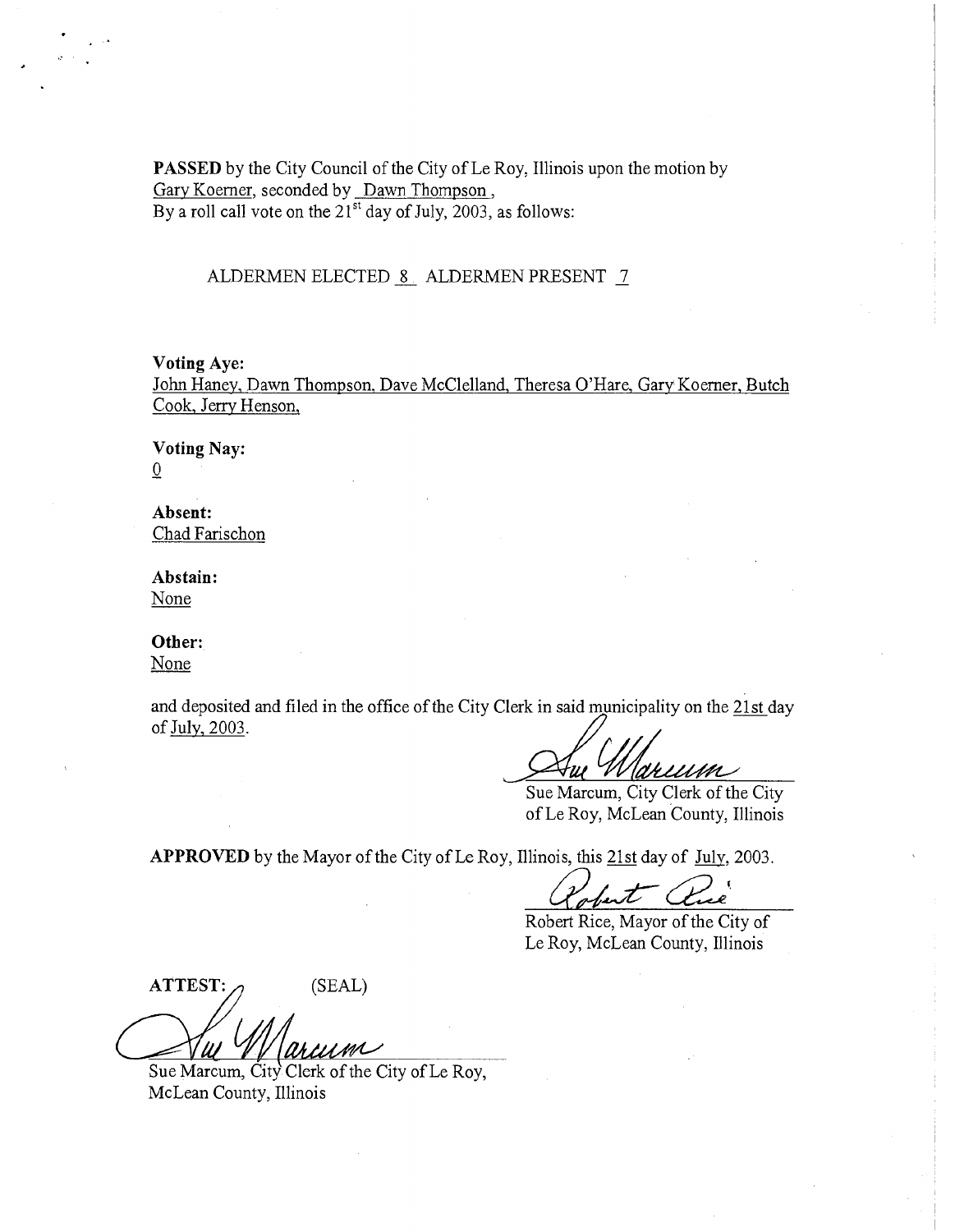**PASSED** by the City Council of the City of Le Roy, Illinois upon the motion by Gary Koerner, seconded by Dawn Thompson,
By a roll call vote on the 21st day of July, 2003, as follows:

ALDERMEN ELECTED 8 ALDERMEN PRESENT 7

**Voting Aye:**
John Haney, Dawn Thompson, Dave McClelland, Theresa O'Hare, Gary Koerner, Butch Cook, Jerry Henson,

**Voting Nay:**
0

**Absent:**
Chad Farischon

**Abstain:**
None

**Other:**
None

and deposited and filed in the office of the City Clerk in said municipality on the 21st day of July, 2003.

Sue Marcum
Sue Marcum, City Clerk of the City of Le Roy, McLean County, Illinois

**APPROVED** by the Mayor of the City of Le Roy, Illinois, this 21st day of July, 2003.

Robert Rice
Robert Rice, Mayor of the City of Le Roy, McLean County, Illinois

**ATTEST:** (SEAL)

Sue Marcum
Sue Marcum, City Clerk of the City of Le Roy, McLean County, Illinois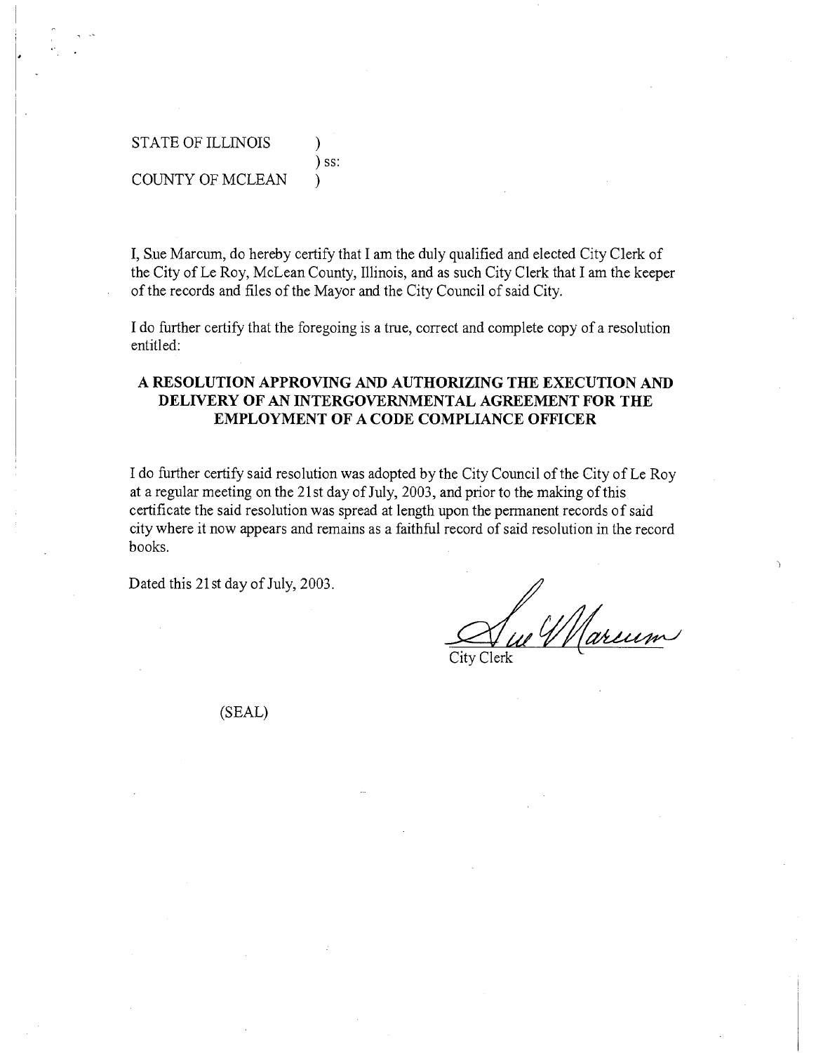STATE OF ILLINOIS )
) ss:
COUNTY OF MCLEAN )

I, Sue Marcum, do hereby certify that I am the duly qualified and elected City Clerk of the City of Le Roy, McLean County, Illinois, and as such City Clerk that I am the keeper of the records and files of the Mayor and the City Council of said City.

I do further certify that the foregoing is a true, correct and complete copy of a resolution entitled:

**A RESOLUTION APPROVING AND AUTHORIZING THE EXECUTION AND DELIVERY OF AN INTERGOVERNMENTAL AGREEMENT FOR THE EMPLOYMENT OF A CODE COMPLIANCE OFFICER**

I do further certify said resolution was adopted by the City Council of the City of Le Roy at a regular meeting on the 21st day of July, 2003, and prior to the making of this certificate the said resolution was spread at length upon the permanent records of said city where it now appears and remains as a faithful record of said resolution in the record books.

Dated this 21st day of July, 2003.

Sue V Marcum
City Clerk

(SEAL)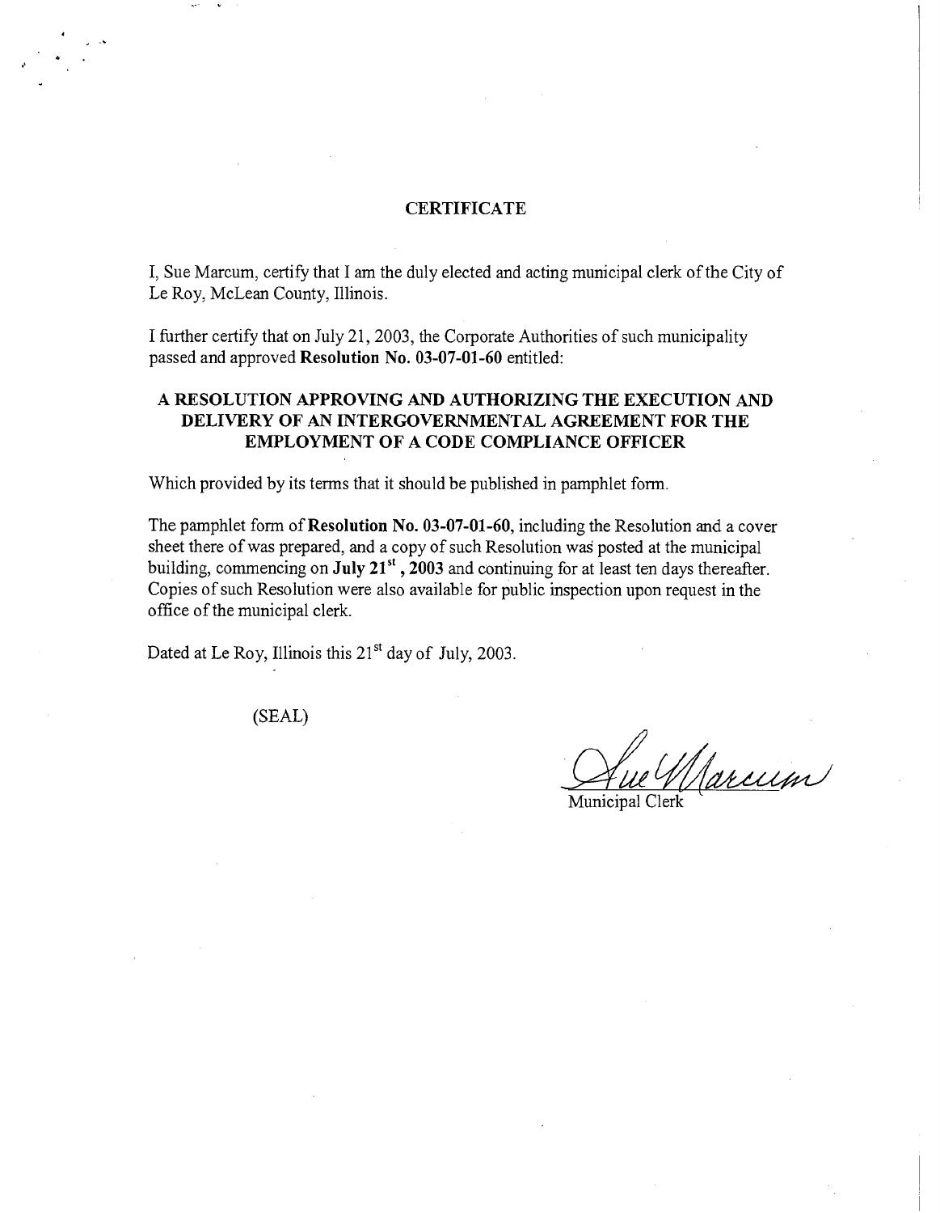# CERTIFICATE

I, Sue Marcum, certify that I am the duly elected and acting municipal clerk of the City of Le Roy, McLean County, Illinois.

I further certify that on July 21, 2003, the Corporate Authorities of such municipality passed and approved **Resolution No. 03-07-01-60** entitled:

## A RESOLUTION APPROVING AND AUTHORIZING THE EXECUTION AND DELIVERY OF AN INTERGOVERNMENTAL AGREEMENT FOR THE EMPLOYMENT OF A CODE COMPLIANCE OFFICER

Which provided by its terms that it should be published in pamphlet form.

The pamphlet form of **Resolution No. 03-07-01-60**, including the Resolution and a cover sheet there of was prepared, and a copy of such Resolution was posted at the municipal building, commencing on **July 21st, 2003** and continuing for at least ten days thereafter. Copies of such Resolution were also available for public inspection upon request in the office of the municipal clerk.

Dated at Le Roy, Illinois this 21st day of July, 2003.

(SEAL)

Sue Marcum

Municipal Clerk